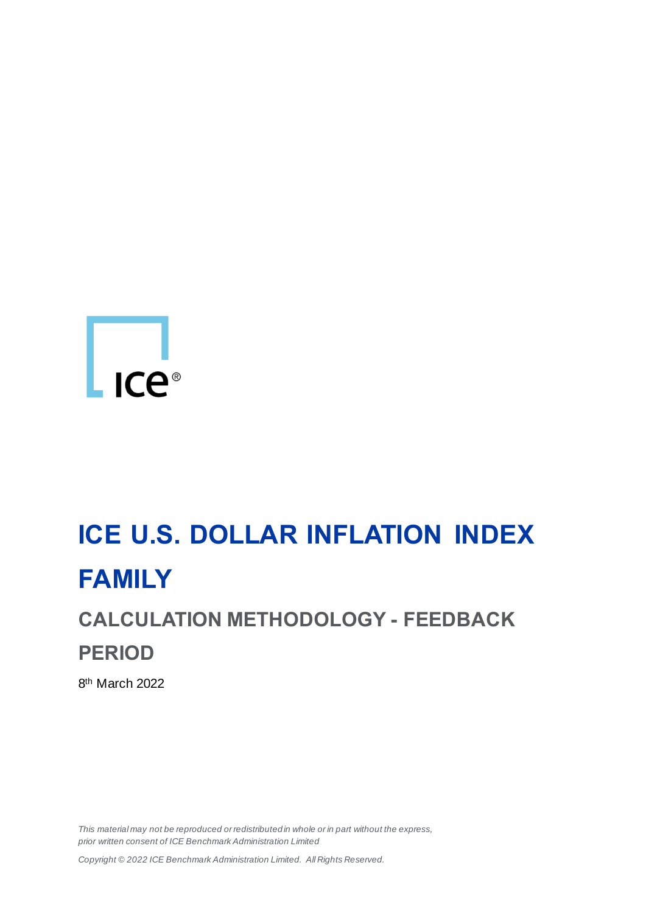# ICE U.S. DOLLAR INFLATION INDEX FAMILY

## CALCULATION METHODOLOGY - FEEDBACK PERIOD

8th March 2022

*This material may not be reproduced or redistributed in whole or in part without the express, prior written consent of ICE Benchmark Administration Limited*

*Copyright © 2022 ICE Benchmark Administration Limited. All Rights Reserved.*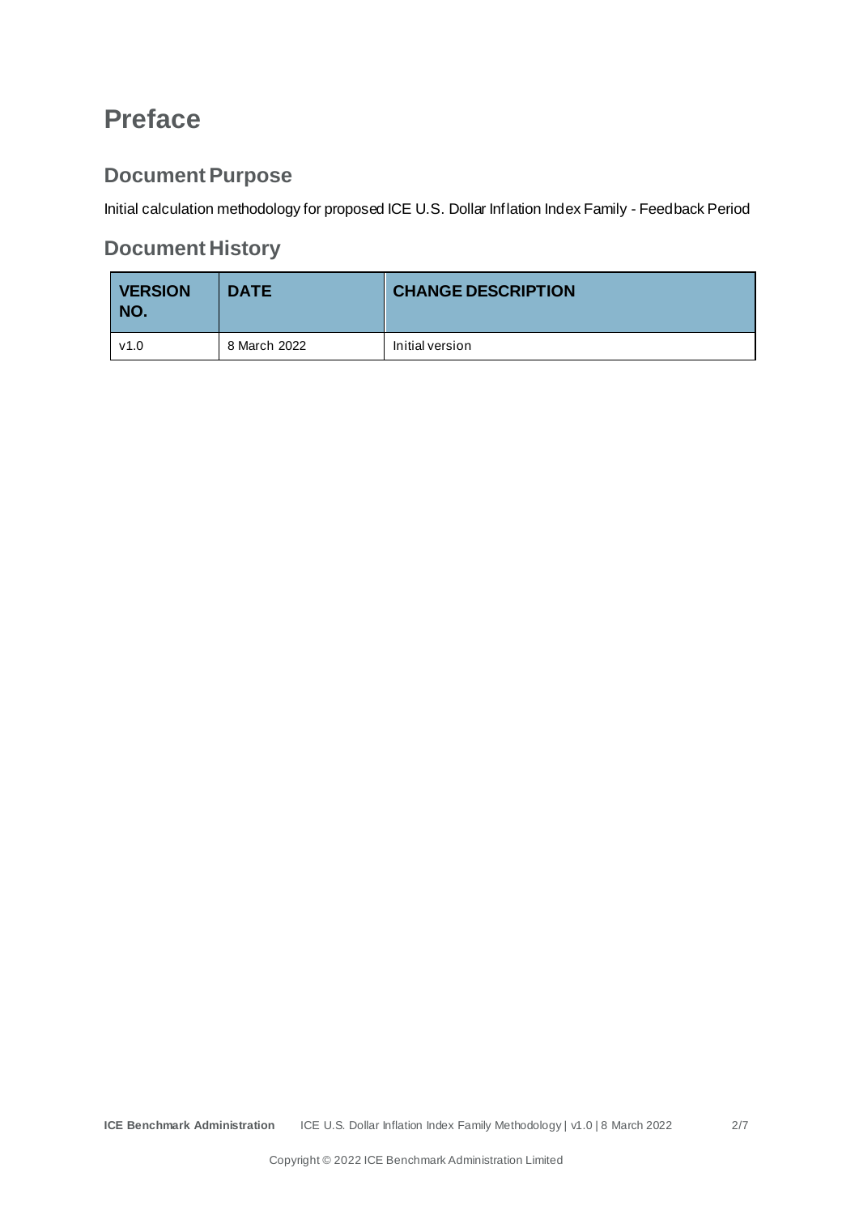# Preface

## Document Purpose

Initial calculation methodology for proposed ICE U.S. Dollar Inflation Index Family - Feedback Period

## Document History

| VERSION NO. | DATE | CHANGE DESCRIPTION |
|---|---|---|
| v1.0 | 8 March 2022 | Initial version |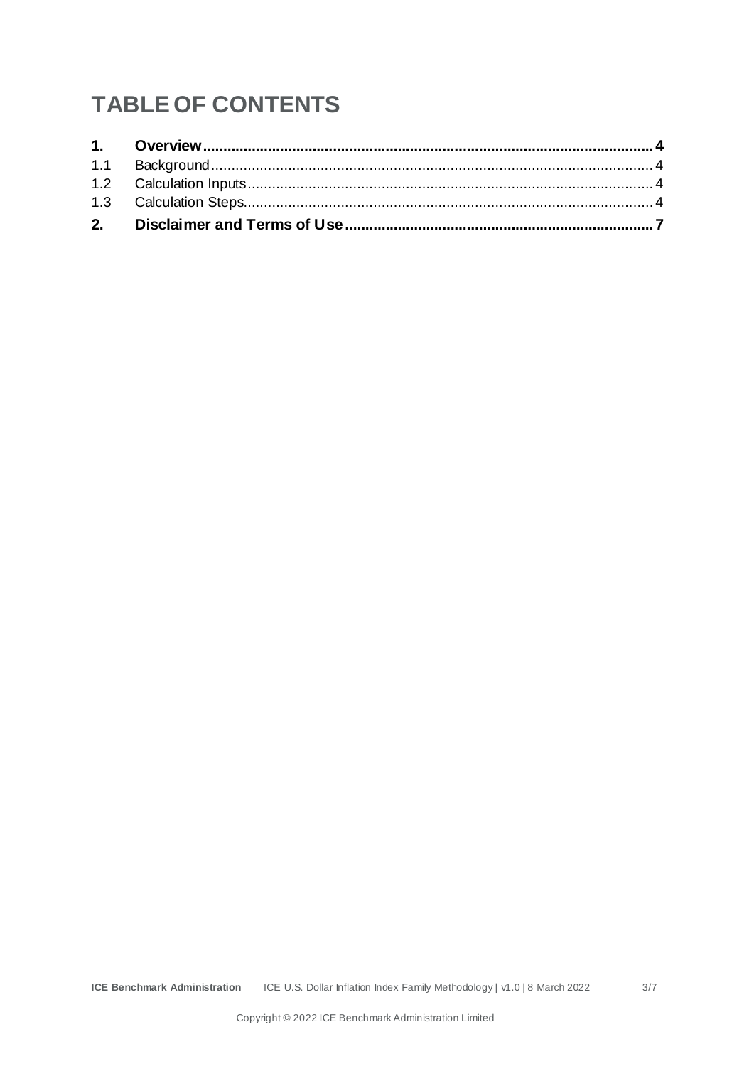# TABLE OF CONTENTS

**1. Overview** .......... **4**

1.1 Background .......... 4

1.2 Calculation Inputs .......... 4

1.3 Calculation Steps .......... 4

**2. Disclaimer and Terms of Use** .......... **7**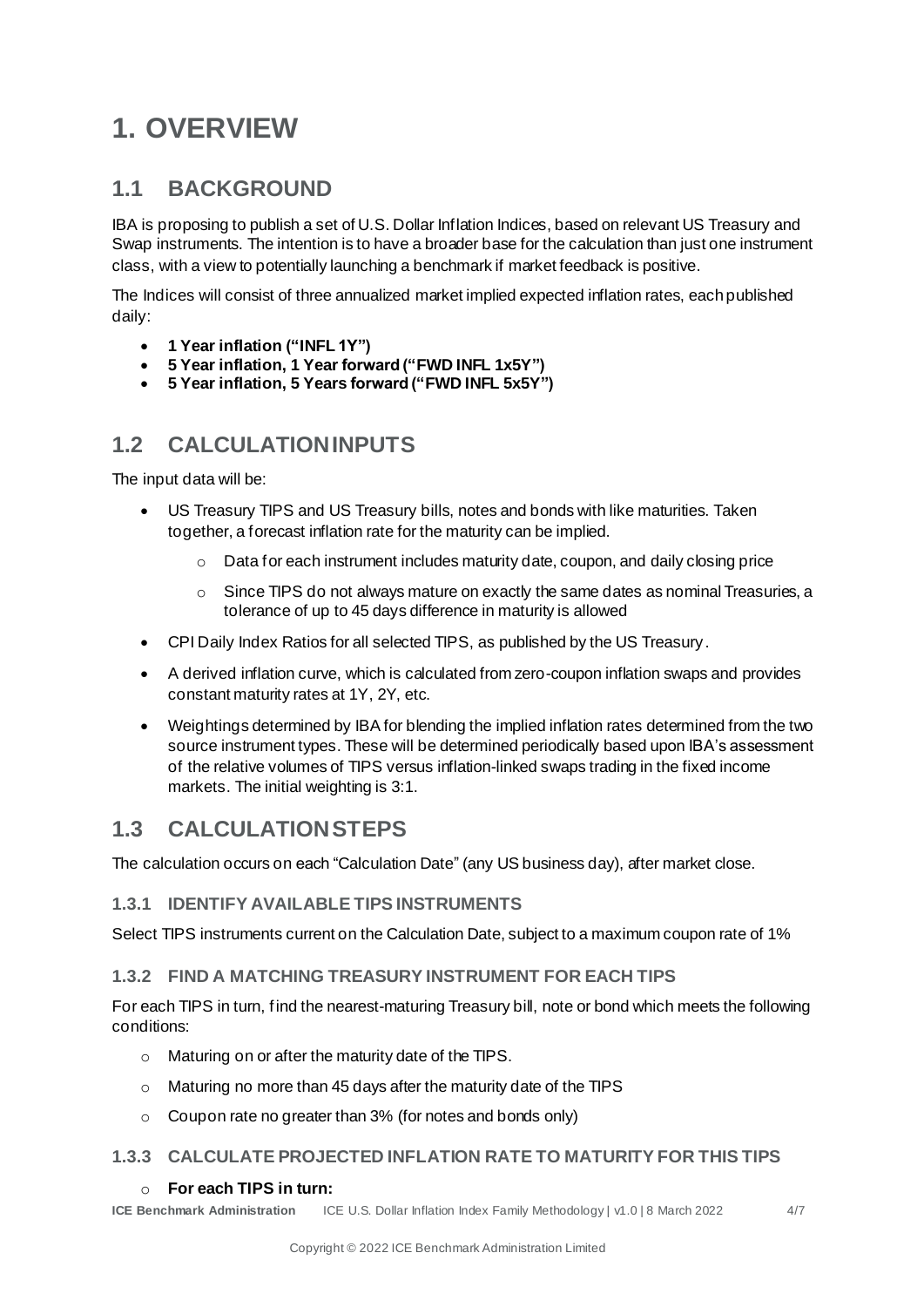# 1. OVERVIEW

## 1.1 BACKGROUND

IBA is proposing to publish a set of U.S. Dollar Inflation Indices, based on relevant US Treasury and Swap instruments. The intention is to have a broader base for the calculation than just one instrument class, with a view to potentially launching a benchmark if market feedback is positive.

The Indices will consist of three annualized market implied expected inflation rates, each published daily:

- **1 Year inflation ("INFL 1Y")**
- **5 Year inflation, 1 Year forward ("FWD INFL 1x5Y")**
- **5 Year inflation, 5 Years forward ("FWD INFL 5x5Y")**

## 1.2 CALCULATION INPUTS

The input data will be:

- US Treasury TIPS and US Treasury bills, notes and bonds with like maturities. Taken together, a forecast inflation rate for the maturity can be implied.
  - Data for each instrument includes maturity date, coupon, and daily closing price
  - Since TIPS do not always mature on exactly the same dates as nominal Treasuries, a tolerance of up to 45 days difference in maturity is allowed
- CPI Daily Index Ratios for all selected TIPS, as published by the US Treasury.
- A derived inflation curve, which is calculated from zero-coupon inflation swaps and provides constant maturity rates at 1Y, 2Y, etc.
- Weightings determined by IBA for blending the implied inflation rates determined from the two source instrument types. These will be determined periodically based upon IBA's assessment of the relative volumes of TIPS versus inflation-linked swaps trading in the fixed income markets. The initial weighting is 3:1.

## 1.3 CALCULATION STEPS

The calculation occurs on each "Calculation Date" (any US business day), after market close.

### 1.3.1 IDENTIFY AVAILABLE TIPS INSTRUMENTS

Select TIPS instruments current on the Calculation Date, subject to a maximum coupon rate of 1%

### 1.3.2 FIND A MATCHING TREASURY INSTRUMENT FOR EACH TIPS

For each TIPS in turn, find the nearest-maturing Treasury bill, note or bond which meets the following conditions:

- Maturing on or after the maturity date of the TIPS.
- Maturing no more than 45 days after the maturity date of the TIPS
- Coupon rate no greater than 3% (for notes and bonds only)

### 1.3.3 CALCULATE PROJECTED INFLATION RATE TO MATURITY FOR THIS TIPS

- **For each TIPS in turn:**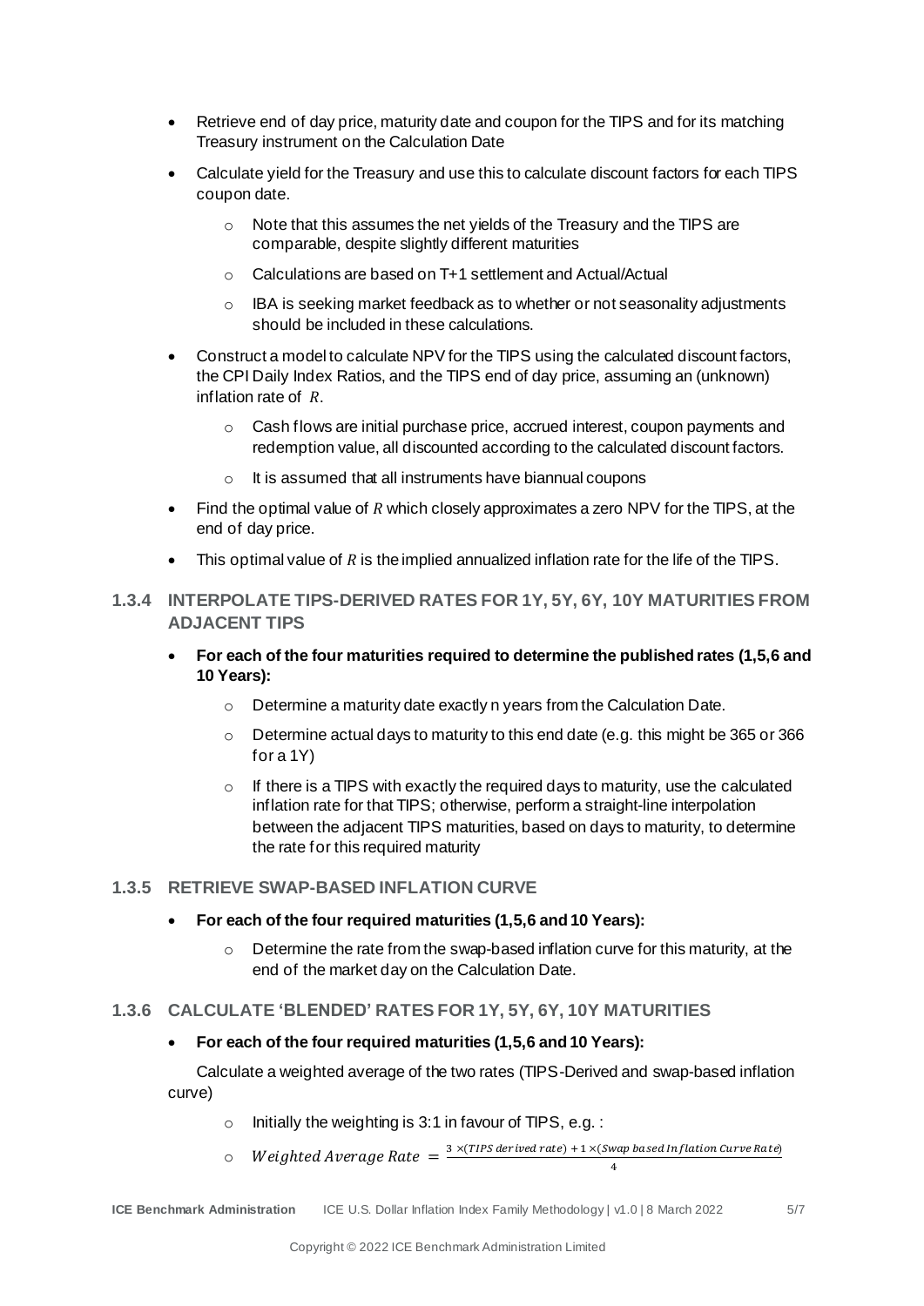- Retrieve end of day price, maturity date and coupon for the TIPS and for its matching Treasury instrument on the Calculation Date
- Calculate yield for the Treasury and use this to calculate discount factors for each TIPS coupon date.
    - Note that this assumes the net yields of the Treasury and the TIPS are comparable, despite slightly different maturities
    - Calculations are based on T+1 settlement and Actual/Actual
    - IBA is seeking market feedback as to whether or not seasonality adjustments should be included in these calculations.
- Construct a model to calculate NPV for the TIPS using the calculated discount factors, the CPI Daily Index Ratios, and the TIPS end of day price, assuming an (unknown) inflation rate of $R$.
    - Cash flows are initial purchase price, accrued interest, coupon payments and redemption value, all discounted according to the calculated discount factors.
    - It is assumed that all instruments have biannual coupons
- Find the optimal value of $R$ which closely approximates a zero NPV for the TIPS, at the end of day price.
- This optimal value of $R$ is the implied annualized inflation rate for the life of the TIPS.

### 1.3.4 INTERPOLATE TIPS-DERIVED RATES FOR 1Y, 5Y, 6Y, 10Y MATURITIES FROM ADJACENT TIPS

- **For each of the four maturities required to determine the published rates (1,5,6 and 10 Years):**
    - Determine a maturity date exactly n years from the Calculation Date.
    - Determine actual days to maturity to this end date (e.g. this might be 365 or 366 for a 1Y)
    - If there is a TIPS with exactly the required days to maturity, use the calculated inflation rate for that TIPS; otherwise, perform a straight-line interpolation between the adjacent TIPS maturities, based on days to maturity, to determine the rate for this required maturity

### 1.3.5 RETRIEVE SWAP-BASED INFLATION CURVE

- **For each of the four required maturities (1,5,6 and 10 Years):**
    - Determine the rate from the swap-based inflation curve for this maturity, at the end of the market day on the Calculation Date.

### 1.3.6 CALCULATE 'BLENDED' RATES FOR 1Y, 5Y, 6Y, 10Y MATURITIES

- **For each of the four required maturities (1,5,6 and 10 Years):**

Calculate a weighted average of the two rates (TIPS-Derived and swap-based inflation curve)

- Initially the weighting is 3:1 in favour of TIPS, e.g. :
- $Weighted\ Average\ Rate = \frac{3 \times (TIPS\ derived\ rate) + 1 \times (Swap\ based\ Inflation\ Curve\ Rate)}{4}$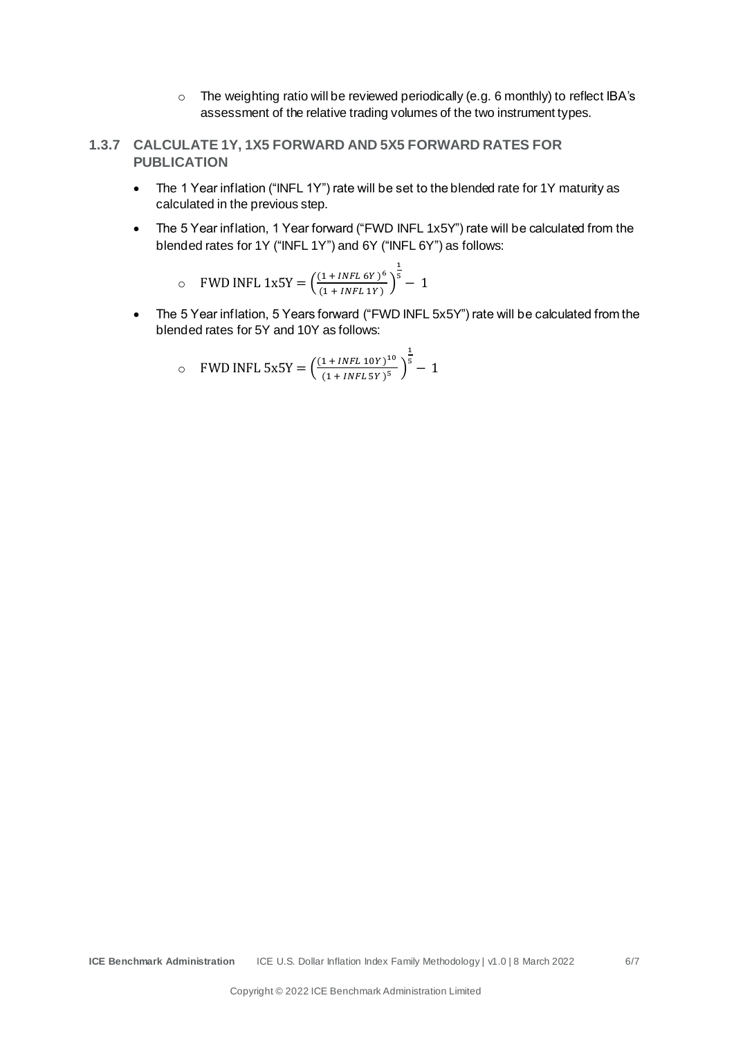- The weighting ratio will be reviewed periodically (e.g. 6 monthly) to reflect IBA's assessment of the relative trading volumes of the two instrument types.

### 1.3.7 CALCULATE 1Y, 1X5 FORWARD AND 5X5 FORWARD RATES FOR PUBLICATION

- The 1 Year inflation ("INFL 1Y") rate will be set to the blended rate for 1Y maturity as calculated in the previous step.
- The 5 Year inflation, 1 Year forward ("FWD INFL 1x5Y") rate will be calculated from the blended rates for 1Y ("INFL 1Y") and 6Y ("INFL 6Y") as follows:
  - $\text{FWD INFL 1x5Y} = \left(\frac{(1 + INFL\ 6Y)^6}{(1 + INFL\ 1Y)}\right)^{\frac{1}{5}} - 1$
- The 5 Year inflation, 5 Years forward ("FWD INFL 5x5Y") rate will be calculated from the blended rates for 5Y and 10Y as follows:
  - $\text{FWD INFL 5x5Y} = \left(\frac{(1 + INFL\ 10Y)^{10}}{(1 + INFL\ 5Y)^5}\right)^{\frac{1}{5}} - 1$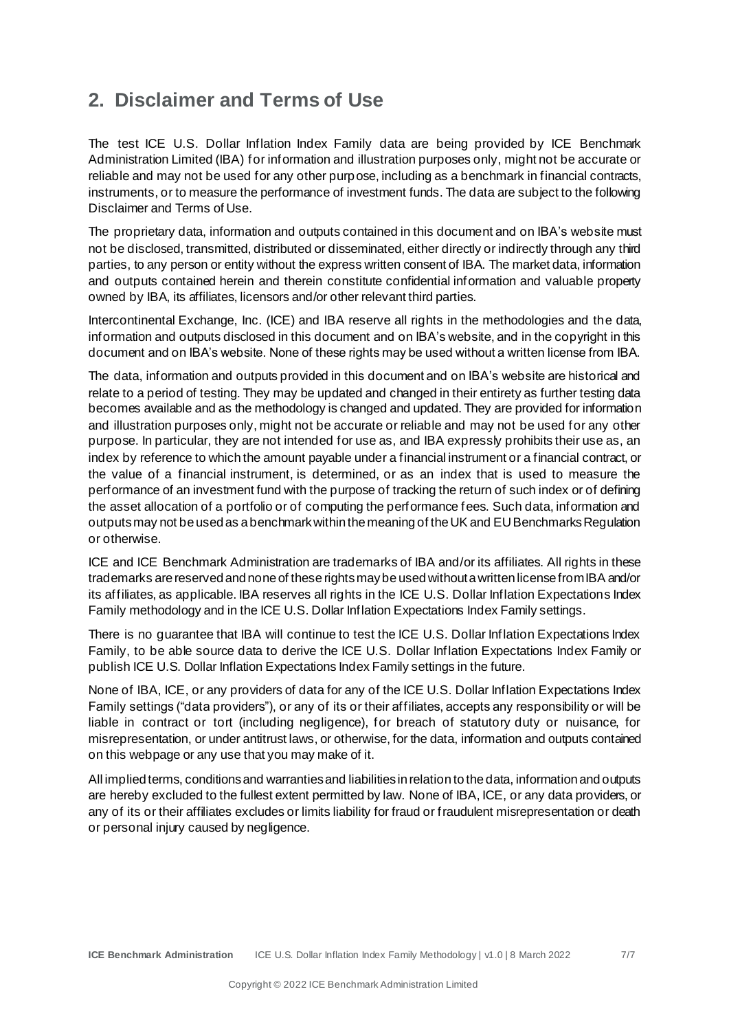## 2. Disclaimer and Terms of Use

The test ICE U.S. Dollar Inflation Index Family data are being provided by ICE Benchmark Administration Limited (IBA) for information and illustration purposes only, might not be accurate or reliable and may not be used for any other purpose, including as a benchmark in financial contracts, instruments, or to measure the performance of investment funds. The data are subject to the following Disclaimer and Terms of Use.

The proprietary data, information and outputs contained in this document and on IBA's website must not be disclosed, transmitted, distributed or disseminated, either directly or indirectly through any third parties, to any person or entity without the express written consent of IBA. The market data, information and outputs contained herein and therein constitute confidential information and valuable property owned by IBA, its affiliates, licensors and/or other relevant third parties.

Intercontinental Exchange, Inc. (ICE) and IBA reserve all rights in the methodologies and the data, information and outputs disclosed in this document and on IBA's website, and in the copyright in this document and on IBA's website. None of these rights may be used without a written license from IBA.

The data, information and outputs provided in this document and on IBA's website are historical and relate to a period of testing. They may be updated and changed in their entirety as further testing data becomes available and as the methodology is changed and updated. They are provided for information and illustration purposes only, might not be accurate or reliable and may not be used for any other purpose. In particular, they are not intended for use as, and IBA expressly prohibits their use as, an index by reference to which the amount payable under a financial instrument or a financial contract, or the value of a financial instrument, is determined, or as an index that is used to measure the performance of an investment fund with the purpose of tracking the return of such index or of defining the asset allocation of a portfolio or of computing the performance fees. Such data, information and outputs may not be used as a benchmark within the meaning of the UK and EU Benchmarks Regulation or otherwise.

ICE and ICE Benchmark Administration are trademarks of IBA and/or its affiliates. All rights in these trademarks are reserved and none of these rights may be used without a written license from IBA and/or its affiliates, as applicable. IBA reserves all rights in the ICE U.S. Dollar Inflation Expectations Index Family methodology and in the ICE U.S. Dollar Inflation Expectations Index Family settings.

There is no guarantee that IBA will continue to test the ICE U.S. Dollar Inflation Expectations Index Family, to be able source data to derive the ICE U.S. Dollar Inflation Expectations Index Family or publish ICE U.S. Dollar Inflation Expectations Index Family settings in the future.

None of IBA, ICE, or any providers of data for any of the ICE U.S. Dollar Inflation Expectations Index Family settings ("data providers"), or any of its or their affiliates, accepts any responsibility or will be liable in contract or tort (including negligence), for breach of statutory duty or nuisance, for misrepresentation, or under antitrust laws, or otherwise, for the data, information and outputs contained on this webpage or any use that you may make of it.

All implied terms, conditions and warranties and liabilities in relation to the data, information and outputs are hereby excluded to the fullest extent permitted by law. None of IBA, ICE, or any data providers, or any of its or their affiliates excludes or limits liability for fraud or fraudulent misrepresentation or death or personal injury caused by negligence.